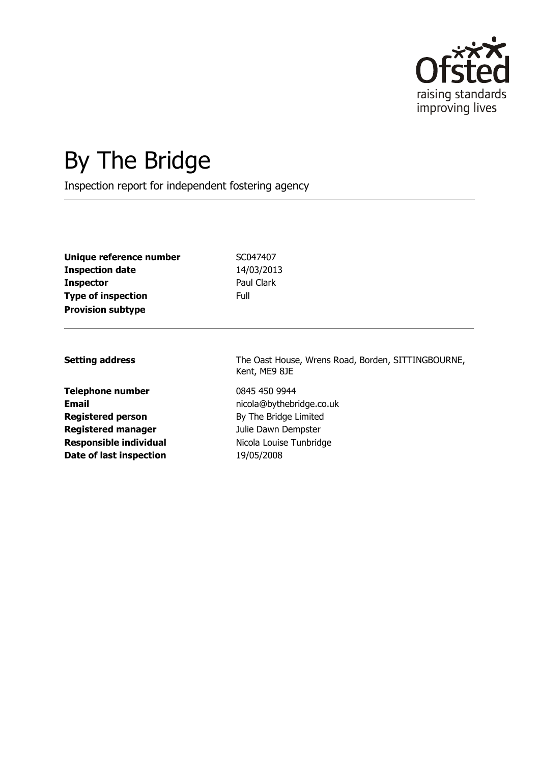Ofsted
raising standards
improving lives

# By The Bridge

Inspection report for independent fostering agency

| | |
|---|---|
| **Unique reference number** | SC047407 |
| **Inspection date** | 14/03/2013 |
| **Inspector** | Paul Clark |
| **Type of inspection** | Full |
| **Provision subtype** | |

| | |
|---|---|
| **Setting address** | The Oast House, Wrens Road, Borden, SITTINGBOURNE, Kent, ME9 8JE |
| **Telephone number** | 0845 450 9944 |
| **Email** | nicola@bythebridge.co.uk |
| **Registered person** | By The Bridge Limited |
| **Registered manager** | Julie Dawn Dempster |
| **Responsible individual** | Nicola Louise Tunbridge |
| **Date of last inspection** | 19/05/2008 |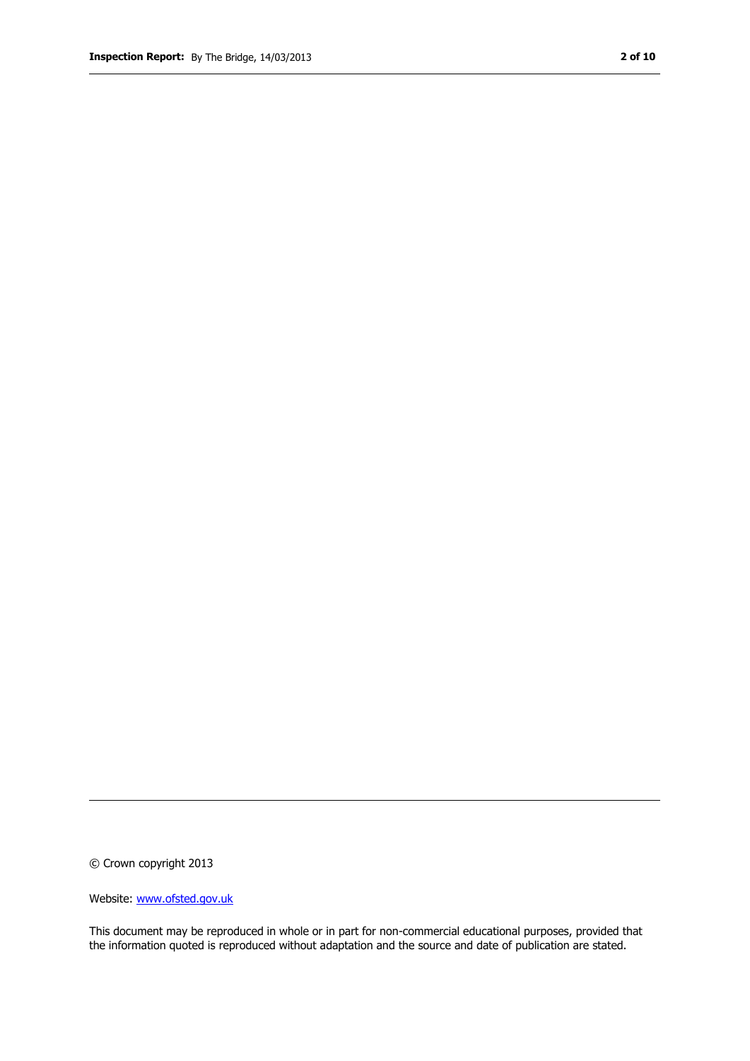© Crown copyright 2013

Website: [www.ofsted.gov.uk](http://www.ofsted.gov.uk)

This document may be reproduced in whole or in part for non-commercial educational purposes, provided that the information quoted is reproduced without adaptation and the source and date of publication are stated.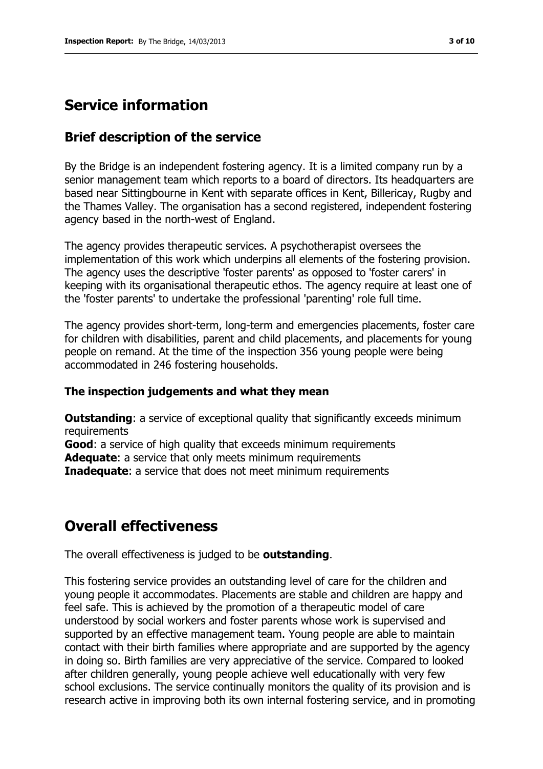# Service information

## Brief description of the service

By the Bridge is an independent fostering agency. It is a limited company run by a senior management team which reports to a board of directors. Its headquarters are based near Sittingbourne in Kent with separate offices in Kent, Billericay, Rugby and the Thames Valley. The organisation has a second registered, independent fostering agency based in the north-west of England.

The agency provides therapeutic services. A psychotherapist oversees the implementation of this work which underpins all elements of the fostering provision. The agency uses the descriptive 'foster parents' as opposed to 'foster carers' in keeping with its organisational therapeutic ethos. The agency require at least one of the 'foster parents' to undertake the professional 'parenting' role full time.

The agency provides short-term, long-term and emergencies placements, foster care for children with disabilities, parent and child placements, and placements for young people on remand. At the time of the inspection 356 young people were being accommodated in 246 fostering households.

### The inspection judgements and what they mean

**Outstanding**: a service of exceptional quality that significantly exceeds minimum requirements
**Good**: a service of high quality that exceeds minimum requirements
**Adequate**: a service that only meets minimum requirements
**Inadequate**: a service that does not meet minimum requirements

# Overall effectiveness

The overall effectiveness is judged to be **outstanding**.

This fostering service provides an outstanding level of care for the children and young people it accommodates. Placements are stable and children are happy and feel safe. This is achieved by the promotion of a therapeutic model of care understood by social workers and foster parents whose work is supervised and supported by an effective management team. Young people are able to maintain contact with their birth families where appropriate and are supported by the agency in doing so. Birth families are very appreciative of the service. Compared to looked after children generally, young people achieve well educationally with very few school exclusions. The service continually monitors the quality of its provision and is research active in improving both its own internal fostering service, and in promoting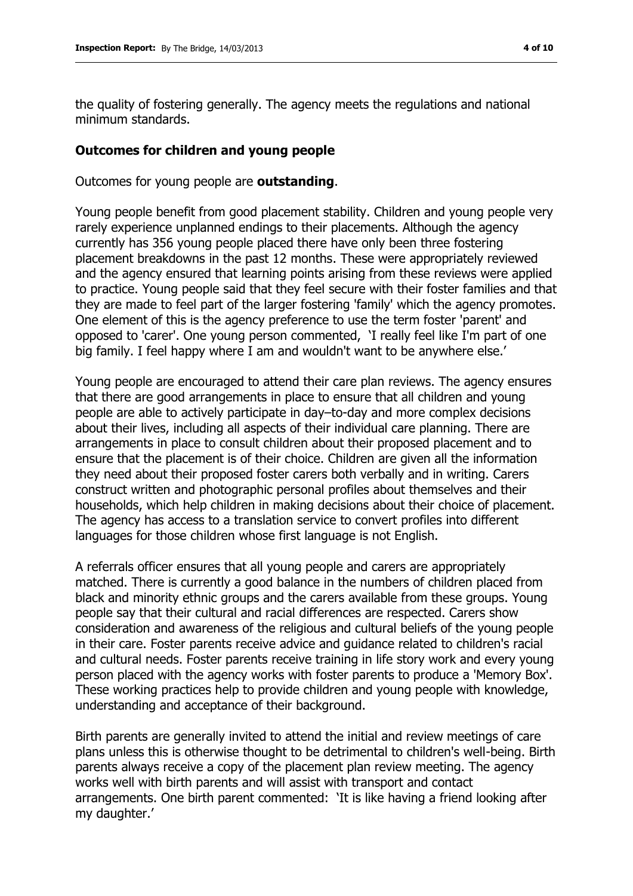the quality of fostering generally. The agency meets the regulations and national minimum standards.

## Outcomes for children and young people

Outcomes for young people are **outstanding**.

Young people benefit from good placement stability. Children and young people very rarely experience unplanned endings to their placements. Although the agency currently has 356 young people placed there have only been three fostering placement breakdowns in the past 12 months. These were appropriately reviewed and the agency ensured that learning points arising from these reviews were applied to practice. Young people said that they feel secure with their foster families and that they are made to feel part of the larger fostering 'family' which the agency promotes. One element of this is the agency preference to use the term foster 'parent' and opposed to 'carer'. One young person commented, 'I really feel like I'm part of one big family. I feel happy where I am and wouldn't want to be anywhere else.'

Young people are encouraged to attend their care plan reviews. The agency ensures that there are good arrangements in place to ensure that all children and young people are able to actively participate in day–to-day and more complex decisions about their lives, including all aspects of their individual care planning. There are arrangements in place to consult children about their proposed placement and to ensure that the placement is of their choice. Children are given all the information they need about their proposed foster carers both verbally and in writing. Carers construct written and photographic personal profiles about themselves and their households, which help children in making decisions about their choice of placement. The agency has access to a translation service to convert profiles into different languages for those children whose first language is not English.

A referrals officer ensures that all young people and carers are appropriately matched. There is currently a good balance in the numbers of children placed from black and minority ethnic groups and the carers available from these groups. Young people say that their cultural and racial differences are respected. Carers show consideration and awareness of the religious and cultural beliefs of the young people in their care. Foster parents receive advice and guidance related to children's racial and cultural needs. Foster parents receive training in life story work and every young person placed with the agency works with foster parents to produce a 'Memory Box'. These working practices help to provide children and young people with knowledge, understanding and acceptance of their background.

Birth parents are generally invited to attend the initial and review meetings of care plans unless this is otherwise thought to be detrimental to children's well-being. Birth parents always receive a copy of the placement plan review meeting. The agency works well with birth parents and will assist with transport and contact arrangements. One birth parent commented: 'It is like having a friend looking after my daughter.'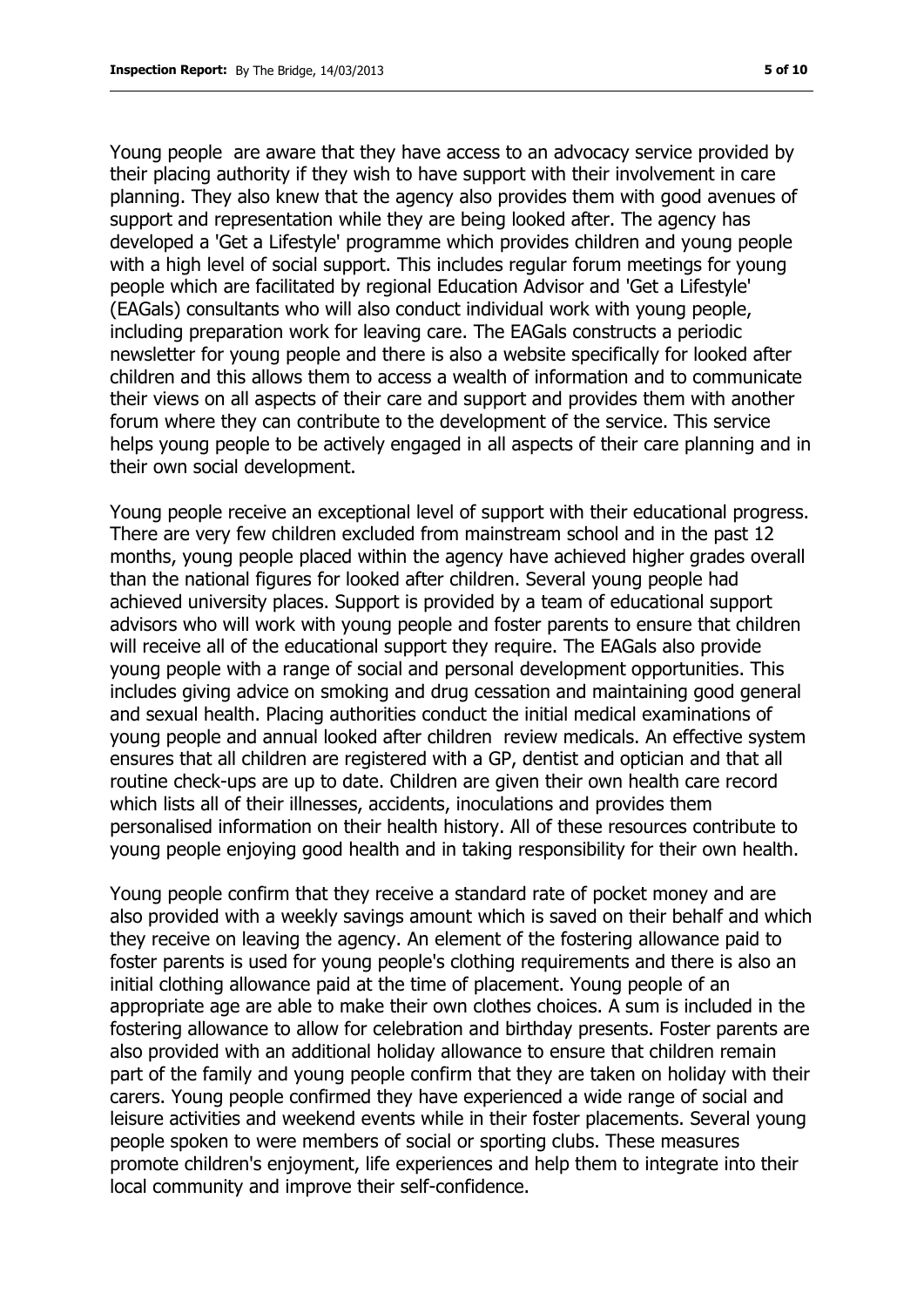Young people  are aware that they have access to an advocacy service provided by their placing authority if they wish to have support with their involvement in care planning. They also knew that the agency also provides them with good avenues of support and representation while they are being looked after. The agency has developed a 'Get a Lifestyle' programme which provides children and young people with a high level of social support. This includes regular forum meetings for young people which are facilitated by regional Education Advisor and 'Get a Lifestyle' (EAGals) consultants who will also conduct individual work with young people, including preparation work for leaving care. The EAGals constructs a periodic newsletter for young people and there is also a website specifically for looked after children and this allows them to access a wealth of information and to communicate their views on all aspects of their care and support and provides them with another forum where they can contribute to the development of the service. This service helps young people to be actively engaged in all aspects of their care planning and in their own social development.

Young people receive an exceptional level of support with their educational progress. There are very few children excluded from mainstream school and in the past 12 months, young people placed within the agency have achieved higher grades overall than the national figures for looked after children. Several young people had achieved university places. Support is provided by a team of educational support advisors who will work with young people and foster parents to ensure that children will receive all of the educational support they require. The EAGals also provide young people with a range of social and personal development opportunities. This includes giving advice on smoking and drug cessation and maintaining good general and sexual health. Placing authorities conduct the initial medical examinations of young people and annual looked after children  review medicals. An effective system ensures that all children are registered with a GP, dentist and optician and that all routine check-ups are up to date. Children are given their own health care record which lists all of their illnesses, accidents, inoculations and provides them personalised information on their health history. All of these resources contribute to young people enjoying good health and in taking responsibility for their own health.

Young people confirm that they receive a standard rate of pocket money and are also provided with a weekly savings amount which is saved on their behalf and which they receive on leaving the agency. An element of the fostering allowance paid to foster parents is used for young people's clothing requirements and there is also an initial clothing allowance paid at the time of placement. Young people of an appropriate age are able to make their own clothes choices. A sum is included in the fostering allowance to allow for celebration and birthday presents. Foster parents are also provided with an additional holiday allowance to ensure that children remain part of the family and young people confirm that they are taken on holiday with their carers. Young people confirmed they have experienced a wide range of social and leisure activities and weekend events while in their foster placements. Several young people spoken to were members of social or sporting clubs. These measures promote children's enjoyment, life experiences and help them to integrate into their local community and improve their self-confidence.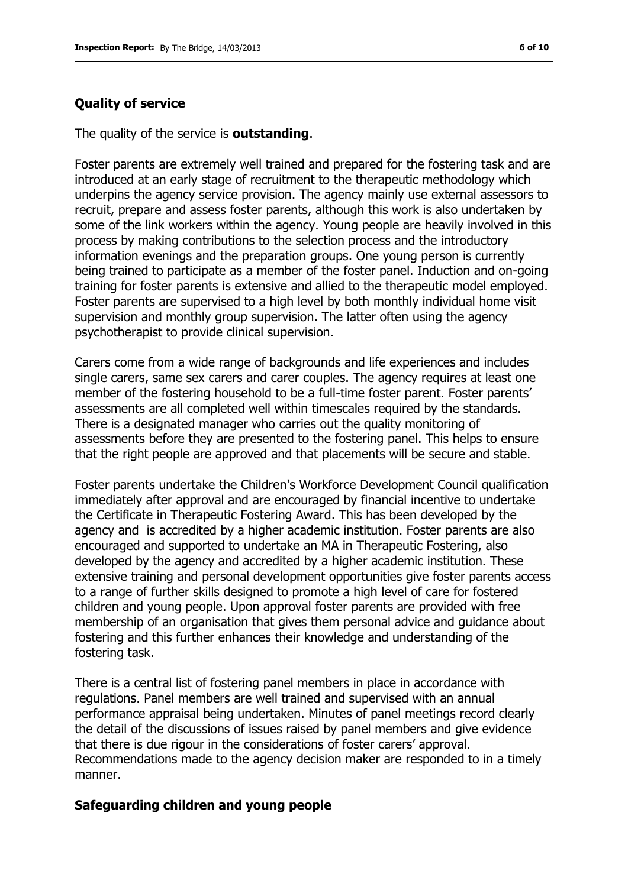## Quality of service

The quality of the service is **outstanding**.

Foster parents are extremely well trained and prepared for the fostering task and are introduced at an early stage of recruitment to the therapeutic methodology which underpins the agency service provision. The agency mainly use external assessors to recruit, prepare and assess foster parents, although this work is also undertaken by some of the link workers within the agency. Young people are heavily involved in this process by making contributions to the selection process and the introductory information evenings and the preparation groups. One young person is currently being trained to participate as a member of the foster panel. Induction and on-going training for foster parents is extensive and allied to the therapeutic model employed. Foster parents are supervised to a high level by both monthly individual home visit supervision and monthly group supervision. The latter often using the agency psychotherapist to provide clinical supervision.

Carers come from a wide range of backgrounds and life experiences and includes single carers, same sex carers and carer couples. The agency requires at least one member of the fostering household to be a full-time foster parent. Foster parents' assessments are all completed well within timescales required by the standards. There is a designated manager who carries out the quality monitoring of assessments before they are presented to the fostering panel. This helps to ensure that the right people are approved and that placements will be secure and stable.

Foster parents undertake the Children's Workforce Development Council qualification immediately after approval and are encouraged by financial incentive to undertake the Certificate in Therapeutic Fostering Award. This has been developed by the agency and is accredited by a higher academic institution. Foster parents are also encouraged and supported to undertake an MA in Therapeutic Fostering, also developed by the agency and accredited by a higher academic institution. These extensive training and personal development opportunities give foster parents access to a range of further skills designed to promote a high level of care for fostered children and young people. Upon approval foster parents are provided with free membership of an organisation that gives them personal advice and guidance about fostering and this further enhances their knowledge and understanding of the fostering task.

There is a central list of fostering panel members in place in accordance with regulations. Panel members are well trained and supervised with an annual performance appraisal being undertaken. Minutes of panel meetings record clearly the detail of the discussions of issues raised by panel members and give evidence that there is due rigour in the considerations of foster carers' approval. Recommendations made to the agency decision maker are responded to in a timely manner.

## Safeguarding children and young people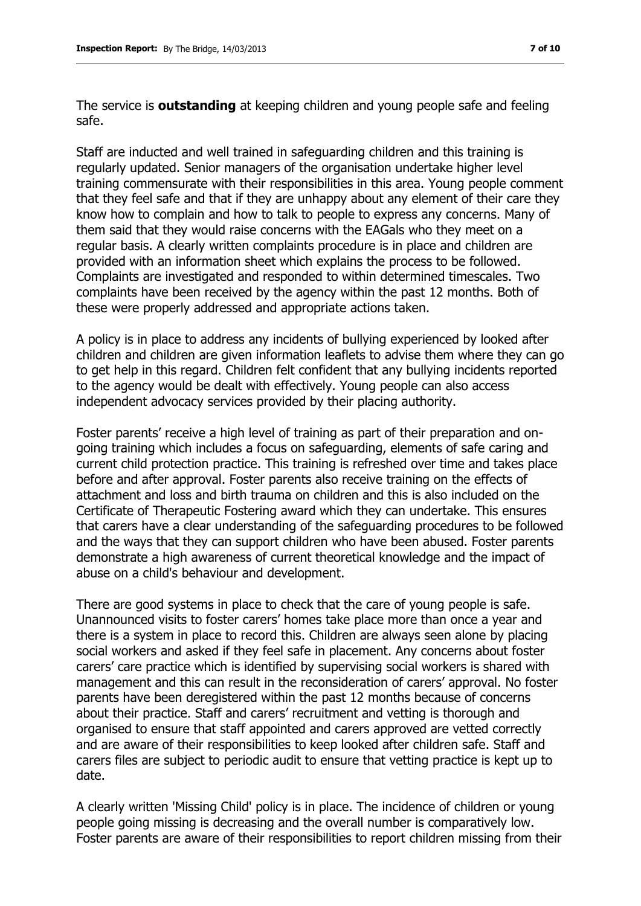The service is **outstanding** at keeping children and young people safe and feeling safe.

Staff are inducted and well trained in safeguarding children and this training is regularly updated. Senior managers of the organisation undertake higher level training commensurate with their responsibilities in this area. Young people comment that they feel safe and that if they are unhappy about any element of their care they know how to complain and how to talk to people to express any concerns. Many of them said that they would raise concerns with the EAGals who they meet on a regular basis. A clearly written complaints procedure is in place and children are provided with an information sheet which explains the process to be followed. Complaints are investigated and responded to within determined timescales. Two complaints have been received by the agency within the past 12 months. Both of these were properly addressed and appropriate actions taken.

A policy is in place to address any incidents of bullying experienced by looked after children and children are given information leaflets to advise them where they can go to get help in this regard. Children felt confident that any bullying incidents reported to the agency would be dealt with effectively. Young people can also access independent advocacy services provided by their placing authority.

Foster parents' receive a high level of training as part of their preparation and on-going training which includes a focus on safeguarding, elements of safe caring and current child protection practice. This training is refreshed over time and takes place before and after approval. Foster parents also receive training on the effects of attachment and loss and birth trauma on children and this is also included on the Certificate of Therapeutic Fostering award which they can undertake. This ensures that carers have a clear understanding of the safeguarding procedures to be followed and the ways that they can support children who have been abused. Foster parents demonstrate a high awareness of current theoretical knowledge and the impact of abuse on a child's behaviour and development.

There are good systems in place to check that the care of young people is safe. Unannounced visits to foster carers' homes take place more than once a year and there is a system in place to record this. Children are always seen alone by placing social workers and asked if they feel safe in placement. Any concerns about foster carers' care practice which is identified by supervising social workers is shared with management and this can result in the reconsideration of carers' approval. No foster parents have been deregistered within the past 12 months because of concerns about their practice. Staff and carers' recruitment and vetting is thorough and organised to ensure that staff appointed and carers approved are vetted correctly and are aware of their responsibilities to keep looked after children safe. Staff and carers files are subject to periodic audit to ensure that vetting practice is kept up to date.

A clearly written 'Missing Child' policy is in place. The incidence of children or young people going missing is decreasing and the overall number is comparatively low. Foster parents are aware of their responsibilities to report children missing from their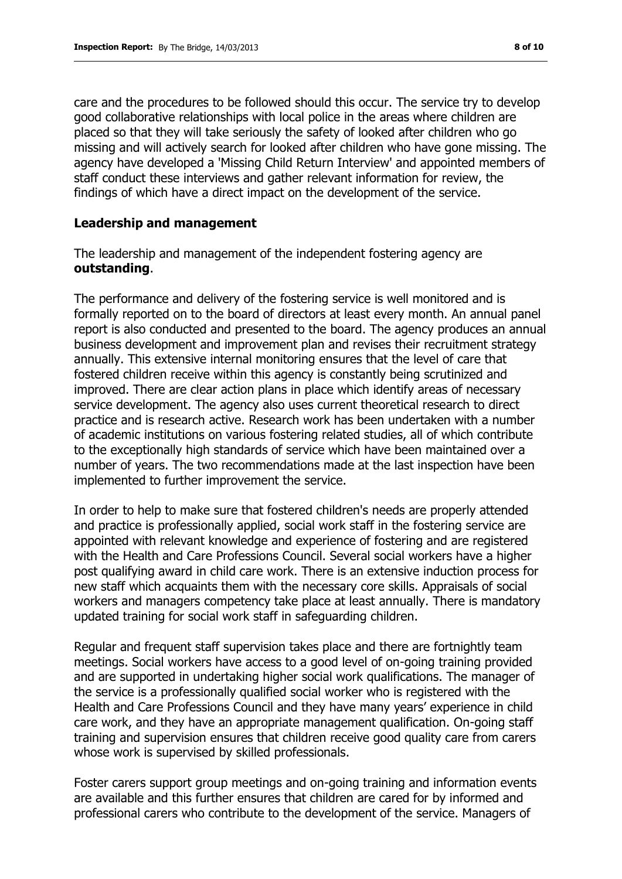care and the procedures to be followed should this occur. The service try to develop good collaborative relationships with local police in the areas where children are placed so that they will take seriously the safety of looked after children who go missing and will actively search for looked after children who have gone missing. The agency have developed a 'Missing Child Return Interview' and appointed members of staff conduct these interviews and gather relevant information for review, the findings of which have a direct impact on the development of the service.

## Leadership and management

The leadership and management of the independent fostering agency are **outstanding**.

The performance and delivery of the fostering service is well monitored and is formally reported on to the board of directors at least every month. An annual panel report is also conducted and presented to the board. The agency produces an annual business development and improvement plan and revises their recruitment strategy annually. This extensive internal monitoring ensures that the level of care that fostered children receive within this agency is constantly being scrutinized and improved. There are clear action plans in place which identify areas of necessary service development. The agency also uses current theoretical research to direct practice and is research active. Research work has been undertaken with a number of academic institutions on various fostering related studies, all of which contribute to the exceptionally high standards of service which have been maintained over a number of years. The two recommendations made at the last inspection have been implemented to further improvement the service.

In order to help to make sure that fostered children's needs are properly attended and practice is professionally applied, social work staff in the fostering service are appointed with relevant knowledge and experience of fostering and are registered with the Health and Care Professions Council. Several social workers have a higher post qualifying award in child care work. There is an extensive induction process for new staff which acquaints them with the necessary core skills. Appraisals of social workers and managers competency take place at least annually. There is mandatory updated training for social work staff in safeguarding children.

Regular and frequent staff supervision takes place and there are fortnightly team meetings. Social workers have access to a good level of on-going training provided and are supported in undertaking higher social work qualifications. The manager of the service is a professionally qualified social worker who is registered with the Health and Care Professions Council and they have many years' experience in child care work, and they have an appropriate management qualification. On-going staff training and supervision ensures that children receive good quality care from carers whose work is supervised by skilled professionals.

Foster carers support group meetings and on-going training and information events are available and this further ensures that children are cared for by informed and professional carers who contribute to the development of the service. Managers of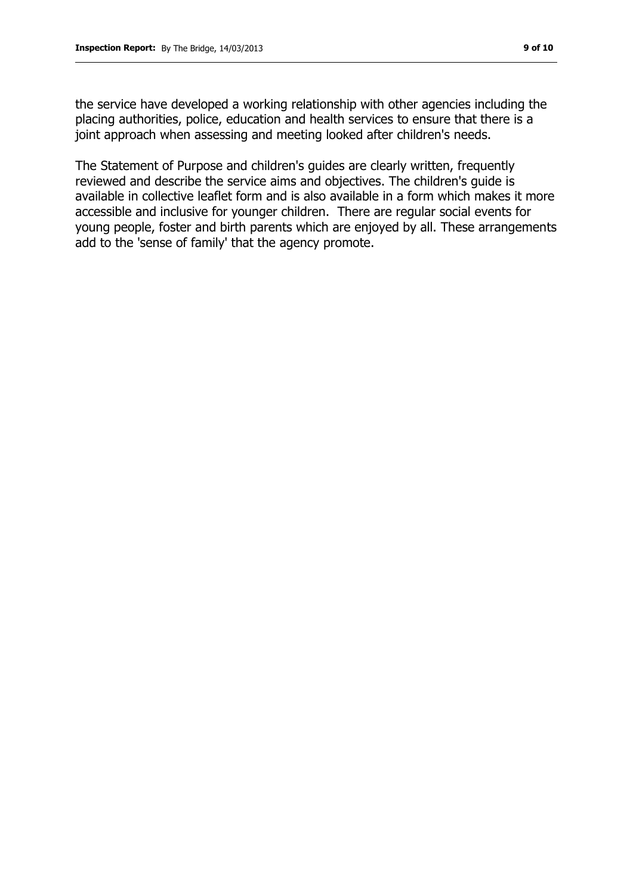the service have developed a working relationship with other agencies including the placing authorities, police, education and health services to ensure that there is a joint approach when assessing and meeting looked after children's needs.

The Statement of Purpose and children's guides are clearly written, frequently reviewed and describe the service aims and objectives. The children's guide is available in collective leaflet form and is also available in a form which makes it more accessible and inclusive for younger children. There are regular social events for young people, foster and birth parents which are enjoyed by all. These arrangements add to the 'sense of family' that the agency promote.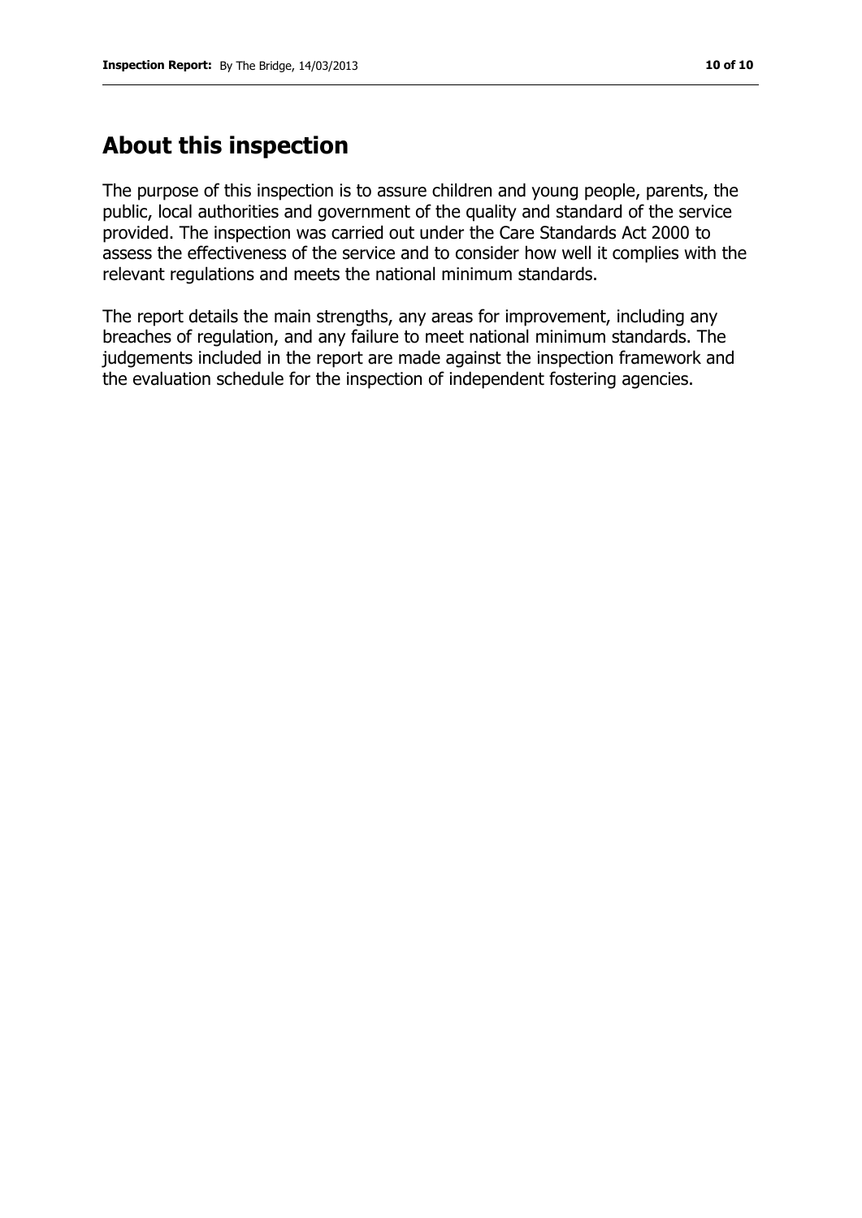## About this inspection

The purpose of this inspection is to assure children and young people, parents, the public, local authorities and government of the quality and standard of the service provided. The inspection was carried out under the Care Standards Act 2000 to assess the effectiveness of the service and to consider how well it complies with the relevant regulations and meets the national minimum standards.

The report details the main strengths, any areas for improvement, including any breaches of regulation, and any failure to meet national minimum standards. The judgements included in the report are made against the inspection framework and the evaluation schedule for the inspection of independent fostering agencies.